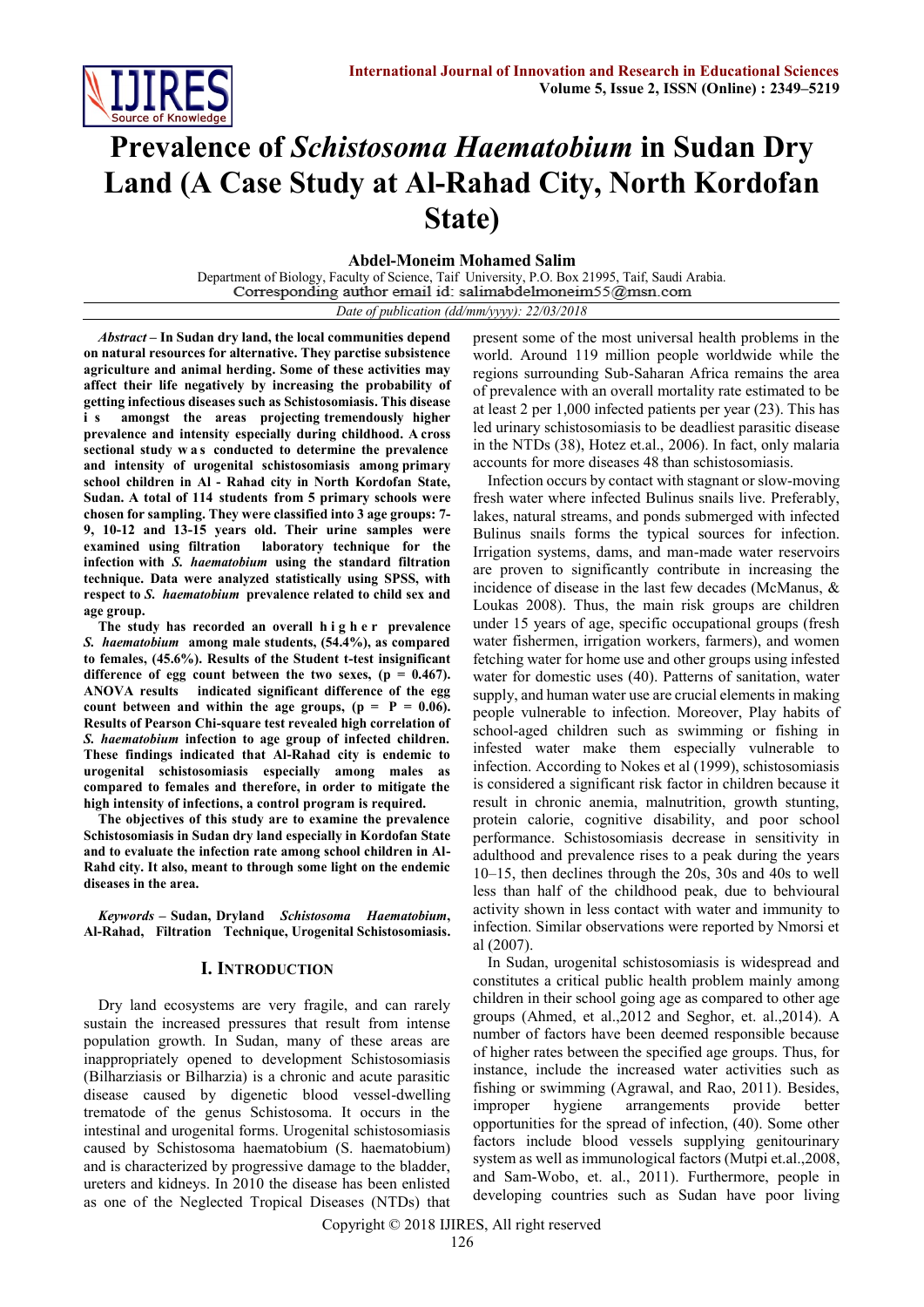# Prevalence of *Schistosoma Haematobium* in Sudan Dry Land (A Case Study at Al-Rahad City, North Kordofan State)

**Abdel-Moneim Mohamed Salim**

Department of Biology, Faculty of Science, Taif University, P.O. Box 21995, Taif, Saudi Arabia.
Corresponding author email id: salimabdelmoneim55@msn.com

*Date of publication (dd/mm/yyyy): 22/03/2018*

***Abstract*** **– In Sudan dry land, the local communities depend on natural resources for alternative. They parctise subsistence agriculture and animal herding. Some of these activities may affect their life negatively by increasing the probability of getting infectious diseases such as Schistosomiasis. This disease is amongst the areas projecting tremendously higher prevalence and intensity especially during childhood. A cross sectional study was conducted to determine the prevalence and intensity of urogenital schistosomiasis among primary school children in Al - Rahad city in North Kordofan State, Sudan. A total of 114 students from 5 primary schools were chosen for sampling. They were classified into 3 age groups: 7-9, 10-12 and 13-15 years old. Their urine samples were examined using filtration laboratory technique for the infection with *S. haematobium* using the standard filtration technique. Data were analyzed statistically using SPSS, with respect to *S. haematobium* prevalence related to child sex and age group.**

**The study has recorded an overall higher prevalence *S. haematobium* among male students, (54.4%), as compared to females, (45.6%). Results of the Student t-test insignificant difference of egg count between the two sexes, (p = 0.467). ANOVA results indicated significant difference of the egg count between and within the age groups, (p = P = 0.06). Results of Pearson Chi-square test revealed high correlation of *S. haematobium* infection to age group of infected children. These findings indicated that Al-Rahad city is endemic to urogenital schistosomiasis especially among males as compared to females and therefore, in order to mitigate the high intensity of infections, a control program is required.**

**The objectives of this study are to examine the prevalence Schistosomiasis in Sudan dry land especially in Kordofan State and to evaluate the infection rate among school children in Al-Rahd city. It also, meant to through some light on the endemic diseases in the area.**

***Keywords*** **– Sudan, Dryland *Schistosoma Haematobium*, Al-Rahad, Filtration Technique, Urogenital Schistosomiasis.**

## I. Introduction

Dry land ecosystems are very fragile, and can rarely sustain the increased pressures that result from intense population growth. In Sudan, many of these areas are inappropriately opened to development Schistosomiasis (Bilharziasis or Bilharzia) is a chronic and acute parasitic disease caused by digenetic blood vessel-dwelling trematode of the genus Schistosoma. It occurs in the intestinal and urogenital forms. Urogenital schistosomiasis caused by Schistosoma haematobium (S. haematobium) and is characterized by progressive damage to the bladder, ureters and kidneys. In 2010 the disease has been enlisted as one of the Neglected Tropical Diseases (NTDs) that present some of the most universal health problems in the world. Around 119 million people worldwide while the regions surrounding Sub-Saharan Africa remains the area of prevalence with an overall mortality rate estimated to be at least 2 per 1,000 infected patients per year (23). This has led urinary schistosomiasis to be deadliest parasitic disease in the NTDs (38), Hotez et.al., 2006). In fact, only malaria accounts for more diseases 48 than schistosomiasis.

Infection occurs by contact with stagnant or slow-moving fresh water where infected Bulinus snails live. Preferably, lakes, natural streams, and ponds submerged with infected Bulinus snails forms the typical sources for infection. Irrigation systems, dams, and man-made water reservoirs are proven to significantly contribute in increasing the incidence of disease in the last few decades (McManus, & Loukas 2008). Thus, the main risk groups are children under 15 years of age, specific occupational groups (fresh water fishermen, irrigation workers, farmers), and women fetching water for home use and other groups using infested water for domestic uses (40). Patterns of sanitation, water supply, and human water use are crucial elements in making people vulnerable to infection. Moreover, Play habits of school-aged children such as swimming or fishing in infested water make them especially vulnerable to infection. According to Nokes et al (1999), schistosomiasis is considered a significant risk factor in children because it result in chronic anemia, malnutrition, growth stunting, protein calorie, cognitive disability, and poor school performance. Schistosomiasis decrease in sensitivity in adulthood and prevalence rises to a peak during the years 10–15, then declines through the 20s, 30s and 40s to well less than half of the childhood peak, due to behvioural activity shown in less contact with water and immunity to infection. Similar observations were reported by Nmorsi et al (2007).

In Sudan, urogenital schistosomiasis is widespread and constitutes a critical public health problem mainly among children in their school going age as compared to other age groups (Ahmed, et al.,2012 and Seghor, et. al.,2014). A number of factors have been deemed responsible because of higher rates between the specified age groups. Thus, for instance, include the increased water activities such as fishing or swimming (Agrawal, and Rao, 2011). Besides, improper hygiene arrangements provide better opportunities for the spread of infection, (40). Some other factors include blood vessels supplying genitourinary system as well as immunological factors (Mutpi et.al.,2008, and Sam-Wobo, et. al., 2011). Furthermore, people in developing countries such as Sudan have poor living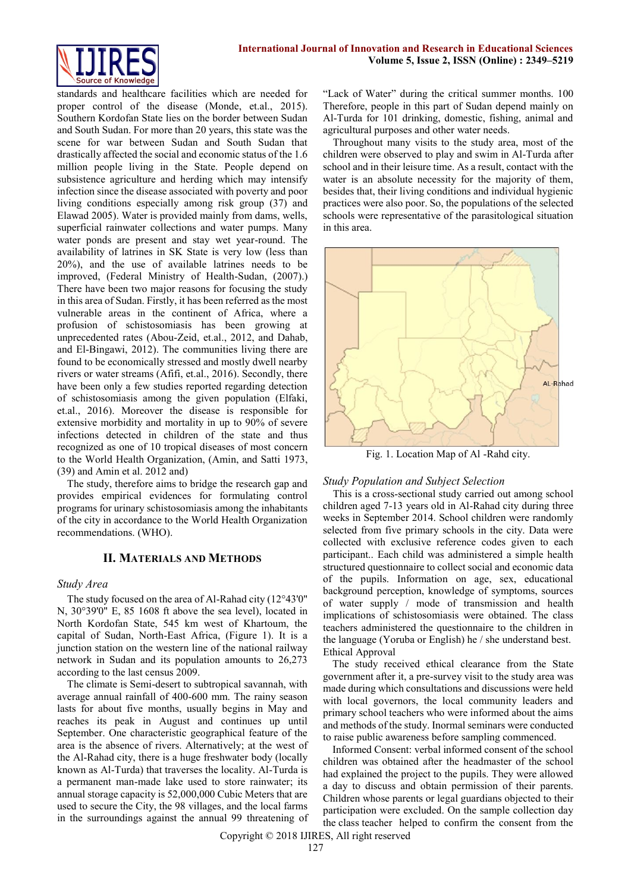standards and healthcare facilities which are needed for proper control of the disease (Monde, et.al., 2015). Southern Kordofan State lies on the border between Sudan and South Sudan. For more than 20 years, this state was the scene for war between Sudan and South Sudan that drastically affected the social and economic status of the 1.6 million people living in the State. People depend on subsistence agriculture and herding which may intensify infection since the disease associated with poverty and poor living conditions especially among risk group (37) and Elawad 2005). Water is provided mainly from dams, wells, superficial rainwater collections and water pumps. Many water ponds are present and stay wet year-round. The availability of latrines in SK State is very low (less than 20%), and the use of available latrines needs to be improved, (Federal Ministry of Health-Sudan, (2007).) There have been two major reasons for focusing the study in this area of Sudan. Firstly, it has been referred as the most vulnerable areas in the continent of Africa, where a profusion of schistosomiasis has been growing at unprecedented rates (Abou-Zeid, et.al., 2012, and Dahab, and El-Bingawi, 2012). The communities living there are found to be economically stressed and mostly dwell nearby rivers or water streams (Afifi, et.al., 2016). Secondly, there have been only a few studies regarding detection of schistosomiasis among the given population (Elfaki, et.al., 2016). Moreover the disease is responsible for extensive morbidity and mortality in up to 90% of severe infections detected in children of the state and thus recognized as one of 10 tropical diseases of most concern to the World Health Organization, (Amin, and Satti 1973, (39) and Amin et al. 2012 and)

The study, therefore aims to bridge the research gap and provides empirical evidences for formulating control programs for urinary schistosomiasis among the inhabitants of the city in accordance to the World Health Organization recommendations. (WHO).

## II. Materials and Methods

### *Study Area*

The study focused on the area of Al-Rahad city (12°43'0" N, 30°39'0" E, 85 1608 ft above the sea level), located in North Kordofan State, 545 km west of Khartoum, the capital of Sudan, North-East Africa, (Figure 1). It is a junction station on the western line of the national railway network in Sudan and its population amounts to 26,273 according to the last census 2009.

The climate is Semi-desert to subtropical savannah, with average annual rainfall of 400-600 mm. The rainy season lasts for about five months, usually begins in May and reaches its peak in August and continues up until September. One characteristic geographical feature of the area is the absence of rivers. Alternatively; at the west of the Al-Rahad city, there is a huge freshwater body (locally known as Al-Turda) that traverses the locality. Al-Turda is a permanent man-made lake used to store rainwater; its annual storage capacity is 52,000,000 Cubic Meters that are used to secure the City, the 98 villages, and the local farms in the surroundings against the annual 99 threatening of "Lack of Water" during the critical summer months. 100 Therefore, people in this part of Sudan depend mainly on Al-Turda for 101 drinking, domestic, fishing, animal and agricultural purposes and other water needs.

Throughout many visits to the study area, most of the children were observed to play and swim in Al-Turda after school and in their leisure time. As a result, contact with the water is an absolute necessity for the majority of them, besides that, their living conditions and individual hygienic practices were also poor. So, the populations of the selected schools were representative of the parasitological situation in this area.

AL-Rahad

Fig. 1. Location Map of Al -Rahd city.

### *Study Population and Subject Selection*

This is a cross-sectional study carried out among school children aged 7-13 years old in Al-Rahad city during three weeks in September 2014. School children were randomly selected from five primary schools in the city. Data were collected with exclusive reference codes given to each participant.. Each child was administered a simple health structured questionnaire to collect social and economic data of the pupils. Information on age, sex, educational background perception, knowledge of symptoms, sources of water supply / mode of transmission and health implications of schistosomiasis were obtained. The class teachers administered the questionnaire to the children in the language (Yoruba or English) he / she understand best.

Ethical Approval

The study received ethical clearance from the State government after it, a pre-survey visit to the study area was made during which consultations and discussions were held with local governors, the local community leaders and primary school teachers who were informed about the aims and methods of the study. Inormal seminars were conducted to raise public awareness before sampling commenced.

Informed Consent: verbal informed consent of the school children was obtained after the headmaster of the school had explained the project to the pupils. They were allowed a day to discuss and obtain permission of their parents. Children whose parents or legal guardians objected to their participation were excluded. On the sample collection day the class teacher helped to confirm the consent from the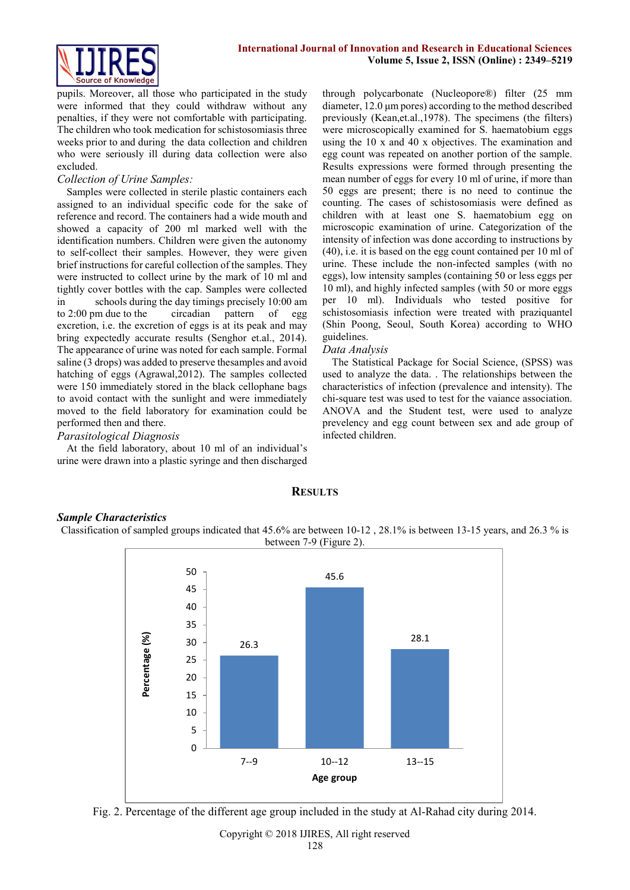pupils. Moreover, all those who participated in the study were informed that they could withdraw without any penalties, if they were not comfortable with participating. The children who took medication for schistosomiasis three weeks prior to and during the data collection and children who were seriously ill during data collection were also excluded.

*Collection of Urine Samples:*

Samples were collected in sterile plastic containers each assigned to an individual specific code for the sake of reference and record. The containers had a wide mouth and showed a capacity of 200 ml marked well with the identification numbers. Children were given the autonomy to self-collect their samples. However, they were given brief instructions for careful collection of the samples. They were instructed to collect urine by the mark of 10 ml and tightly cover bottles with the cap. Samples were collected in schools during the day timings precisely 10:00 am to 2:00 pm due to the circadian pattern of egg excretion, i.e. the excretion of eggs is at its peak and may bring expectedly accurate results (Senghor et.al., 2014). The appearance of urine was noted for each sample. Formal saline (3 drops) was added to preserve thesamples and avoid hatching of eggs (Agrawal,2012). The samples collected were 150 immediately stored in the black cellophane bags to avoid contact with the sunlight and were immediately moved to the field laboratory for examination could be performed then and there.

*Parasitological Diagnosis*

At the field laboratory, about 10 ml of an individual's urine were drawn into a plastic syringe and then discharged through polycarbonate (Nucleopore®) filter (25 mm diameter, 12.0 μm pores) according to the method described previously (Kean,et.al.,1978). The specimens (the filters) were microscopically examined for S. haematobium eggs using the 10 x and 40 x objectives. The examination and egg count was repeated on another portion of the sample. Results expressions were formed through presenting the mean number of eggs for every 10 ml of urine, if more than 50 eggs are present; there is no need to continue the counting. The cases of schistosomiasis were defined as children with at least one S. haematobium egg on microscopic examination of urine. Categorization of the intensity of infection was done according to instructions by (40), i.e. it is based on the egg count contained per 10 ml of urine. These include the non-infected samples (with no eggs), low intensity samples (containing 50 or less eggs per 10 ml), and highly infected samples (with 50 or more eggs per 10 ml). Individuals who tested positive for schistosomiasis infection were treated with praziquantel (Shin Poong, Seoul, South Korea) according to WHO guidelines.

*Data Analysis*

The Statistical Package for Social Science, (SPSS) was used to analyze the data. . The relationships between the characteristics of infection (prevalence and intensity). The chi-square test was used to test for the vaiance association. ANOVA and the Student test, were used to analyze prevelency and egg count between sex and ade group of infected children.

## RESULTS

***Sample Characteristics***

Classification of sampled groups indicated that 45.6% are between 10-12 , 28.1% is between 13-15 years, and 26.3 % is between 7-9 (Figure 2).

| Age group | Percentage (%) |
|---|---|
| 7--9 | 26.3 |
| 10--12 | 45.6 |
| 13--15 | 28.1 |

Fig. 2. Percentage of the different age group included in the study at Al-Rahad city during 2014.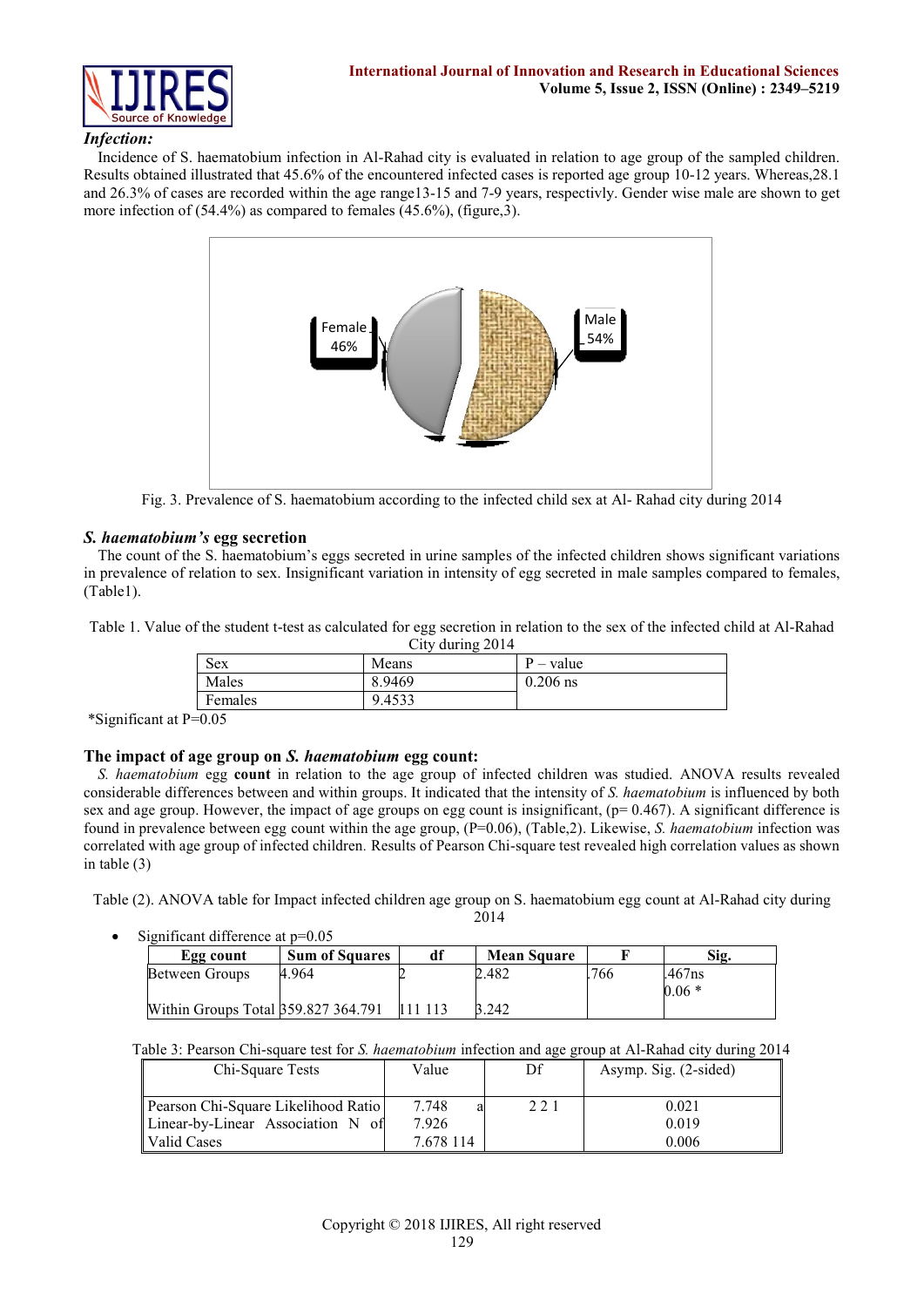### *Infection:*

Incidence of S. haematobium infection in Al-Rahad city is evaluated in relation to age group of the sampled children. Results obtained illustrated that 45.6% of the encountered infected cases is reported age group 10-12 years. Whereas,28.1 and 26.3% of cases are recorded within the age range13-15 and 7-9 years, respectivly. Gender wise male are shown to get more infection of (54.4%) as compared to females (45.6%), (figure,3).

Fig. 3. Prevalence of S. haematobium according to the infected child sex at Al- Rahad city during 2014

### *S. haematobium's* egg secretion

The count of the S. haematobium's eggs secreted in urine samples of the infected children shows significant variations in prevalence of relation to sex. Insignificant variation in intensity of egg secreted in male samples compared to females, (Table1).

Table 1. Value of the student t-test as calculated for egg secretion in relation to the sex of the infected child at Al-Rahad City during 2014

| Sex | Means | P – value |
|---|---|---|
| Males | 8.9469 | 0.206 ns |
| Females | 9.4533 | |

*Significant at P=0.05

### The impact of age group on *S. haematobium* egg count:

*S. haematobium* egg **count** in relation to the age group of infected children was studied. ANOVA results revealed considerable differences between and within groups. It indicated that the intensity of *S. haematobium* is influenced by both sex and age group. However, the impact of age groups on egg count is insignificant, (p= 0.467). A significant difference is found in prevalence between egg count within the age group, (P=0.06), (Table,2). Likewise, *S. haematobium* infection was correlated with age group of infected children. Results of Pearson Chi-square test revealed high correlation values as shown in table (3)

Table (2). ANOVA table for Impact infected children age group on S. haematobium egg count at Al-Rahad city during 2014

- Significant difference at p=0.05

| Egg count | Sum of Squares | df | Mean Square | F | Sig. |
|---|---|---|---|---|---|
| Between Groups | 4.964 | 2 | 2.482 | .766 | .467ns 0.06 * |
| Within Groups Total | 359.827 364.791 | 111 113 | 3.242 | | |

Table 3: Pearson Chi-square test for *S. haematobium* infection and age group at Al-Rahad city during 2014

| Chi-Square Tests | Value | Df | Asymp. Sig. (2-sided) |
|---|---|---|---|
| Pearson Chi-Square Likelihood Ratio Linear-by-Linear Association N of Valid Cases | 7.748 a 7.926 7.678 114 | 2 2 1 | 0.021 0.019 0.006 |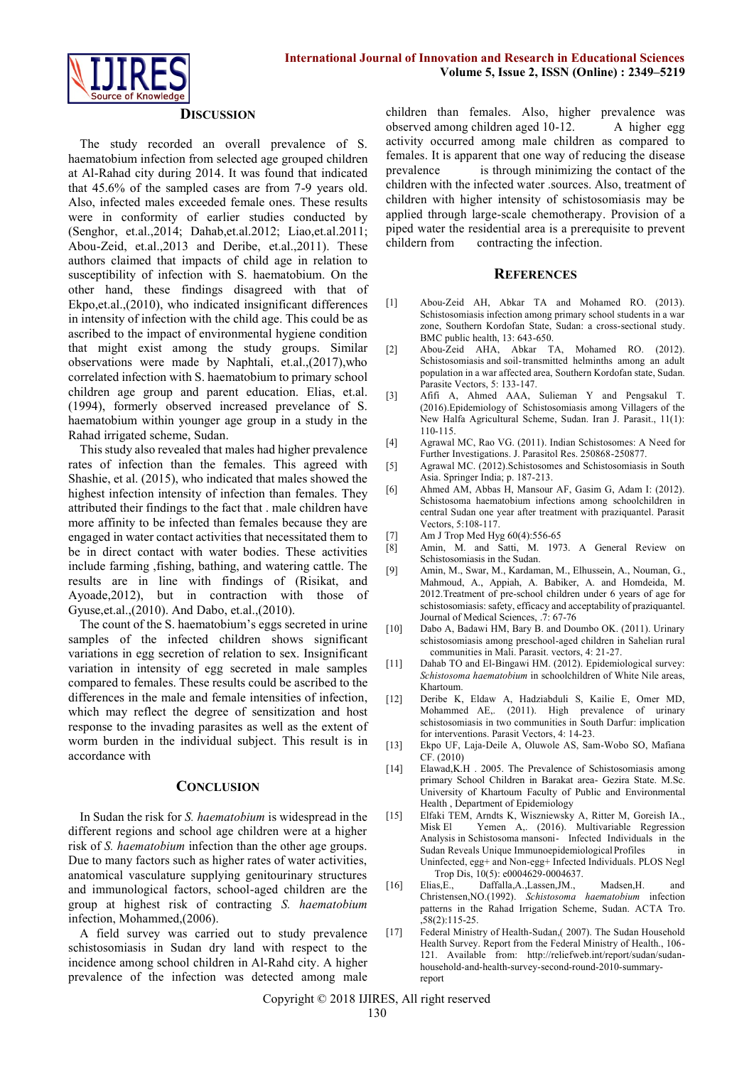## Discussion

The study recorded an overall prevalence of S. haematobium infection from selected age grouped children at Al-Rahad city during 2014. It was found that indicated that 45.6% of the sampled cases are from 7-9 years old. Also, infected males exceeded female ones. These results were in conformity of earlier studies conducted by (Senghor, et.al.,2014; Dahab,et.al.2012; Liao,et.al.2011; Abou-Zeid, et.al.,2013 and Deribe, et.al.,2011). These authors claimed that impacts of child age in relation to susceptibility of infection with S. haematobium. On the other hand, these findings disagreed with that of Ekpo,et.al.,(2010), who indicated insignificant differences in intensity of infection with the child age. This could be as ascribed to the impact of environmental hygiene condition that might exist among the study groups. Similar observations were made by Naphtali, et.al.,(2017),who correlated infection with S. haematobium to primary school children age group and parent education. Elias, et.al. (1994), formerly observed increased prevalence of S. haematobium within younger age group in a study in the Rahad irrigated scheme, Sudan.

This study also revealed that males had higher prevalence rates of infection than the females. This agreed with Shashie, et al. (2015), who indicated that males showed the highest infection intensity of infection than females. They attributed their findings to the fact that . male children have more affinity to be infected than females because they are engaged in water contact activities that necessitated them to be in direct contact with water bodies. These activities include farming ,fishing, bathing, and watering cattle. The results are in line with findings of (Risikat, and Ayoade,2012), but in contraction with those of Gyuse,et.al.,(2010). And Dabo, et.al.,(2010).

The count of the S. haematobium's eggs secreted in urine samples of the infected children shows significant variations in egg secretion of relation to sex. Insignificant variation in intensity of egg secreted in male samples compared to females. These results could be ascribed to the differences in the male and female intensities of infection, which may reflect the degree of sensitization and host response to the invading parasites as well as the extent of worm burden in the individual subject. This result is in accordance with

## Conclusion

In Sudan the risk for *S. haematobium* is widespread in the different regions and school age children were at a higher risk of *S. haematobium* infection than the other age groups. Due to many factors such as higher rates of water activities, anatomical vasculature supplying genitourinary structures and immunological factors, school-aged children are the group at highest risk of contracting *S. haematobium* infection, Mohammed,(2006).

A field survey was carried out to study prevalence schistosomiasis in Sudan dry land with respect to the incidence among school children in Al-Rahd city. A higher prevalence of the infection was detected among male children than females. Also, higher prevalence was observed among children aged 10-12. A higher egg activity occurred among male children as compared to females. It is apparent that one way of reducing the disease prevalence is through minimizing the contact of the children with the infected water .sources. Also, treatment of children with higher intensity of schistosomiasis may be applied through large-scale chemotherapy. Provision of a piped water the residential area is a prerequisite to prevent childern from contracting the infection.

## References

[1] Abou-Zeid AH, Abkar TA and Mohamed RO. (2013). Schistosomiasis infection among primary school students in a war zone, Southern Kordofan State, Sudan: a cross-sectional study. BMC public health, 13: 643-650.

[2] Abou-Zeid AHA, Abkar TA, Mohamed RO. (2012). Schistosomiasis and soil-transmitted helminths among an adult population in a war affected area, Southern Kordofan state, Sudan. Parasite Vectors, 5: 133-147.

[3] Afifi A, Ahmed AAA, Sulieman Y and Pengsakul T. (2016).Epidemiology of Schistosomiasis among Villagers of the New Halfa Agricultural Scheme, Sudan. Iran J. Parasit., 11(1): 110-115.

[4] Agrawal MC, Rao VG. (2011). Indian Schistosomes: A Need for Further Investigations. J. Parasitol Res. 250868-250877.

[5] Agrawal MC. (2012).Schistosomes and Schistosomiasis in South Asia. Springer India; p. 187-213.

[6] Ahmed AM, Abbas H, Mansour AF, Gasim G, Adam I: (2012). Schistosoma haematobium infections among schoolchildren in central Sudan one year after treatment with praziquantel. Parasit Vectors, 5:108-117.

[7] Am J Trop Med Hyg 60(4):556-65

[8] Amin, M. and Satti, M. 1973. A General Review on Schistosomiasis in the Sudan.

[9] Amin, M., Swar, M., Kardaman, M., Elhussein, A., Nouman, G., Mahmoud, A., Appiah, A. Babiker, A. and Homdeida, M. 2012.Treatment of pre-school children under 6 years of age for schistosomiasis: safety, efficacy and acceptability of praziquantel. Journal of Medical Sciences, .7: 67-76

[10] Dabo A, Badawi HM, Bary B. and Doumbo OK. (2011). Urinary schistosomiasis among preschool-aged children in Sahelian rural communities in Mali. Parasit. vectors, 4: 21-27.

[11] Dahab TO and El-Bingawi HM. (2012). Epidemiological survey: *Schistosoma haematobium* in schoolchildren of White Nile areas, Khartoum.

[12] Deribe K, Eldaw A, Hadziabduli S, Kailie E, Omer MD, Mohammed AE,. (2011). High prevalence of urinary schistosomiasis in two communities in South Darfur: implication for interventions. Parasit Vectors, 4: 14-23.

[13] Ekpo UF, Laja-Deile A, Oluwole AS, Sam-Wobo SO, Mafiana CF. (2010)

[14] Elawad,K.H . 2005. The Prevalence of Schistosomiasis among primary School Children in Barakat area- Gezira State. M.Sc. University of Khartoum Faculty of Public and Environmental Health , Department of Epidemiology

[15] Elfaki TEM, Arndts K, Wiszniewsky A, Ritter M, Goreish IA., Misk El Yemen A,. (2016). Multivariable Regression Analysis in Schistosoma mansoni- Infected Individuals in the Sudan Reveals Unique Immunoepidemiological Profiles in Uninfected, egg+ and Non-egg+ Infected Individuals. PLOS Negl Trop Dis, 10(5): e0004629-0004637.

[16] Elias,E., Daffalla,A.,Lassen,JM., Madsen,H. and Christensen,NO.(1992). *Schistosoma haematobium* infection patterns in the Rahad Irrigation Scheme, Sudan. ACTA Tro. ,58(2):115-25.

[17] Federal Ministry of Health-Sudan,( 2007). The Sudan Household Health Survey. Report from the Federal Ministry of Health., 106-121. Available from: http://reliefweb.int/report/sudan/sudan-household-and-health-survey-second-round-2010-summary-report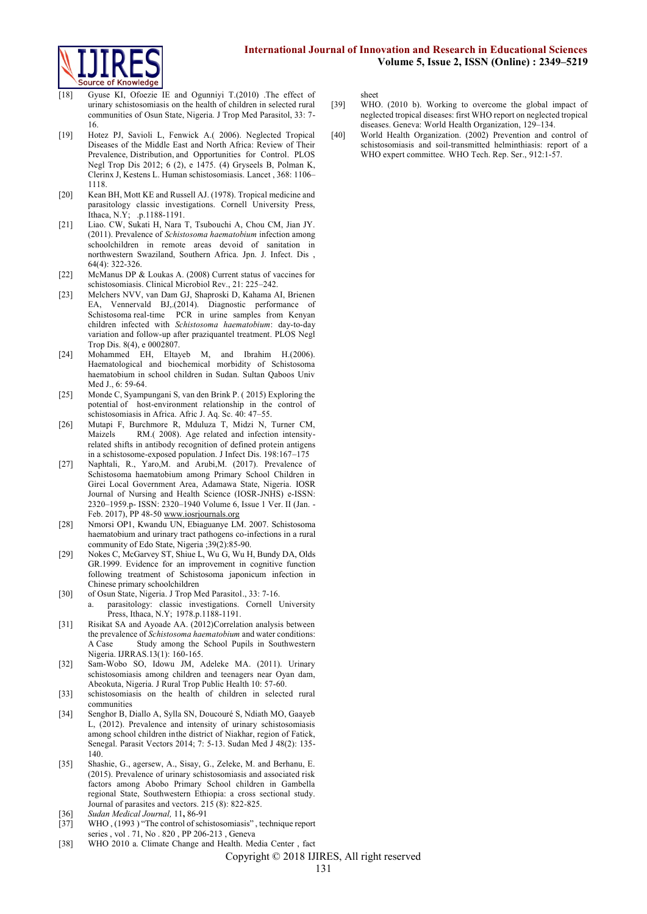[18] Gyuse KI, Ofoezie IE and Ogunniyi T.(2010) .The effect of urinary schistosomiasis on the health of children in selected rural communities of Osun State, Nigeria. J Trop Med Parasitol, 33: 7-16.

[19] Hotez PJ, Savioli L, Fenwick A.( 2006). Neglected Tropical Diseases of the Middle East and North Africa: Review of Their Prevalence, Distribution, and Opportunities for Control. PLOS Negl Trop Dis 2012; 6 (2), e 1475. (4) Gryseels B, Polman K, Clerinx J, Kestens L. Human schistosomiasis. Lancet , 368: 1106–1118.

[20] Kean BH, Mott KE and Russell AJ. (1978). Tropical medicine and parasitology classic investigations. Cornell University Press, Ithaca, N.Y; .p.1188-1191.

[21] Liao. CW, Sukati H, Nara T, Tsubouchi A, Chou CM, Jian JY. (2011). Prevalence of *Schistosoma haematobium* infection among schoolchildren in remote areas devoid of sanitation in northwestern Swaziland, Southern Africa. Jpn. J. Infect. Dis , 64(4): 322-326.

[22] McManus DP & Loukas A. (2008) Current status of vaccines for schistosomiasis. Clinical Microbiol Rev., 21: 225–242.

[23] Melchers NVV, van Dam GJ, Shaproski D, Kahama AI, Brienen EA, Vennervald BJ,.(2014). Diagnostic performance of Schistosoma real-time PCR in urine samples from Kenyan children infected with *Schistosoma haematobium*: day-to-day variation and follow-up after praziquantel treatment. PLOS Negl Trop Dis. 8(4), e 0002807.

[24] Mohammed EH, Eltayeb M, and Ibrahim H.(2006). Haematological and biochemical morbidity of Schistosoma haematobium in school children in Sudan. Sultan Qaboos Univ Med J., 6: 59-64.

[25] Monde C, Syampungani S, van den Brink P. ( 2015) Exploring the potential of host-environment relationship in the control of schistosomiasis in Africa. Afric J. Aq. Sc. 40: 47–55.

[26] Mutapi F, Burchmore R, Mduluza T, Midzi N, Turner CM, Maizels RM.( 2008). Age related and infection intensity-related shifts in antibody recognition of defined protein antigens in a schistosome-exposed population. J Infect Dis. 198:167–175

[27] Naphtali, R., Yaro,M. and Arubi,M. (2017). Prevalence of Schistosoma haematobium among Primary School Children in Girei Local Government Area, Adamawa State, Nigeria. IOSR Journal of Nursing and Health Science (IOSR-JNHS) e-ISSN: 2320–1959.p- ISSN: 2320–1940 Volume 6, Issue 1 Ver. II (Jan. - Feb. 2017), PP 48-50 www.iosrjournals.org

[28] Nmorsi OP1, Kwandu UN, Ebiaguanye LM. 2007. Schistosoma haematobium and urinary tract pathogens co-infections in a rural community of Edo State, Nigeria ;39(2):85-90.

[29] Nokes C, McGarvey ST, Shiue L, Wu G, Wu H, Bundy DA, Olds GR.1999. Evidence for an improvement in cognitive function following treatment of Schistosoma japonicum infection in Chinese primary schoolchildren

[30] of Osun State, Nigeria. J Trop Med Parasitol., 33: 7-16.
  a. parasitology: classic investigations. Cornell University Press, Ithaca, N.Y; 1978.p.1188-1191.

[31] Risikat SA and Ayoade AA. (2012)Correlation analysis between the prevalence of *Schistosoma haematobium* and water conditions: A Case Study among the School Pupils in Southwestern Nigeria. IJRRAS.13(1): 160-165.

[32] Sam-Wobo SO, Idowu JM, Adeleke MA. (2011). Urinary schistosomiasis among children and teenagers near Oyan dam, Abeokuta, Nigeria. J Rural Trop Public Health 10: 57-60.

[33] schistosomiasis on the health of children in selected rural communities

[34] Senghor B, Diallo A, Sylla SN, Doucouré S, Ndiath MO, Gaayeb L, (2012). Prevalence and intensity of urinary schistosomiasis among school children inthe district of Niakhar, region of Fatick, Senegal. Parasit Vectors 2014; 7: 5-13. Sudan Med J 48(2): 135-140.

[35] Shashie, G., agersew, A., Sisay, G., Zeleke, M. and Berhanu, E. (2015). Prevalence of urinary schistosomiasis and associated risk factors among Abobo Primary School children in Gambella regional State, Southwestern Ethiopia: a cross sectional study. Journal of parasites and vectors. 215 (8): 822-825.

[36] *Sudan Medical Journal,* 11**,** 86-91

[37] WHO , (1993 ) "The control of schistosomiasis" , technique report series , vol . 71, No . 820 , PP 206-213 , Geneva

[38] WHO 2010 a. Climate Change and Health. Media Center , fact sheet

[39] WHO. (2010 b). Working to overcome the global impact of neglected tropical diseases: first WHO report on neglected tropical diseases. Geneva: World Health Organization, 129–134.

[40] World Health Organization. (2002) Prevention and control of schistosomiasis and soil-transmitted helminthiasis: report of a WHO expert committee. WHO Tech. Rep. Ser., 912:1-57.

Copyright © 2018 IJIRES, All right reserved